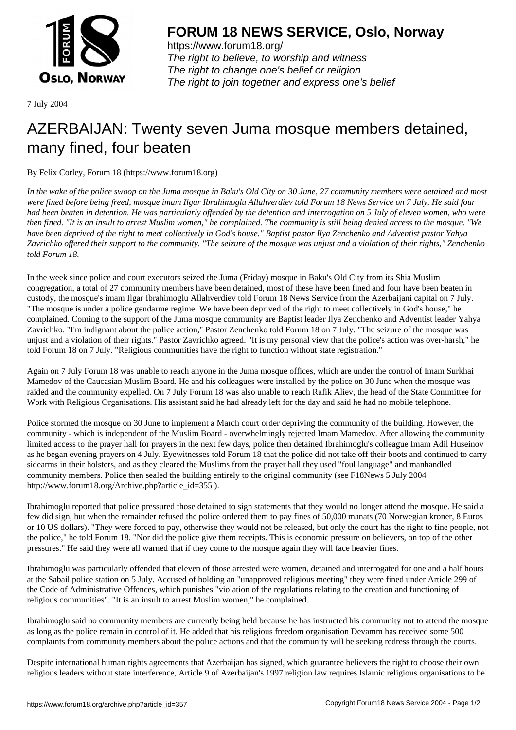# FORUM 18 NEWS SERVICE, Oslo, Norway

https://www.forum18.org/
*The right to believe, to worship and witness*
*The right to change one's belief or religion*
*The right to join together and express one's belief*

7 July 2004

# AZERBAIJAN: Twenty seven Juma mosque members detained, many fined, four beaten

By Felix Corley, Forum 18 (https://www.forum18.org)

*In the wake of the police swoop on the Juma mosque in Baku's Old City on 30 June, 27 community members were detained and most were fined before being freed, mosque imam Ilgar Ibrahimoglu Allahverdiev told Forum 18 News Service on 7 July. He said four had been beaten in detention. He was particularly offended by the detention and interrogation on 5 July of eleven women, who were then fined. "It is an insult to arrest Muslim women," he complained. The community is still being denied access to the mosque. "We have been deprived of the right to meet collectively in God's house." Baptist pastor Ilya Zenchenko and Adventist pastor Yahya Zavrichko offered their support to the community. "The seizure of the mosque was unjust and a violation of their rights," Zenchenko told Forum 18.*

In the week since police and court executors seized the Juma (Friday) mosque in Baku's Old City from its Shia Muslim congregation, a total of 27 community members have been detained, most of these have been fined and four have been beaten in custody, the mosque's imam Ilgar Ibrahimoglu Allahverdiev told Forum 18 News Service from the Azerbaijani capital on 7 July. "The mosque is under a police gendarme regime. We have been deprived of the right to meet collectively in God's house," he complained. Coming to the support of the Juma mosque community are Baptist leader Ilya Zenchenko and Adventist leader Yahya Zavrichko. "I'm indignant about the police action," Pastor Zenchenko told Forum 18 on 7 July. "The seizure of the mosque was unjust and a violation of their rights." Pastor Zavrichko agreed. "It is my personal view that the police's action was over-harsh," he told Forum 18 on 7 July. "Religious communities have the right to function without state registration."

Again on 7 July Forum 18 was unable to reach anyone in the Juma mosque offices, which are under the control of Imam Surkhai Mamedov of the Caucasian Muslim Board. He and his colleagues were installed by the police on 30 June when the mosque was raided and the community expelled. On 7 July Forum 18 was also unable to reach Rafik Aliev, the head of the State Committee for Work with Religious Organisations. His assistant said he had already left for the day and said he had no mobile telephone.

Police stormed the mosque on 30 June to implement a March court order depriving the community of the building. However, the community - which is independent of the Muslim Board - overwhelmingly rejected Imam Mamedov. After allowing the community limited access to the prayer hall for prayers in the next few days, police then detained Ibrahimoglu's colleague Imam Adil Huseinov as he began evening prayers on 4 July. Eyewitnesses told Forum 18 that the police did not take off their boots and continued to carry sidearms in their holsters, and as they cleared the Muslims from the prayer hall they used "foul language" and manhandled community members. Police then sealed the building entirely to the original community (see F18News 5 July 2004 http://www.forum18.org/Archive.php?article_id=355 ).

Ibrahimoglu reported that police pressured those detained to sign statements that they would no longer attend the mosque. He said a few did sign, but when the remainder refused the police ordered them to pay fines of 50,000 manats (70 Norwegian kroner, 8 Euros or 10 US dollars). "They were forced to pay, otherwise they would not be released, but only the court has the right to fine people, not the police," he told Forum 18. "Nor did the police give them receipts. This is economic pressure on believers, on top of the other pressures." He said they were all warned that if they come to the mosque again they will face heavier fines.

Ibrahimoglu was particularly offended that eleven of those arrested were women, detained and interrogated for one and a half hours at the Sabail police station on 5 July. Accused of holding an "unapproved religious meeting" they were fined under Article 299 of the Code of Administrative Offences, which punishes "violation of the regulations relating to the creation and functioning of religious communities". "It is an insult to arrest Muslim women," he complained.

Ibrahimoglu said no community members are currently being held because he has instructed his community not to attend the mosque as long as the police remain in control of it. He added that his religious freedom organisation Devamm has received some 500 complaints from community members about the police actions and that the community will be seeking redress through the courts.

Despite international human rights agreements that Azerbaijan has signed, which guarantee believers the right to choose their own religious leaders without state interference, Article 9 of Azerbaijan's 1997 religion law requires Islamic religious organisations to be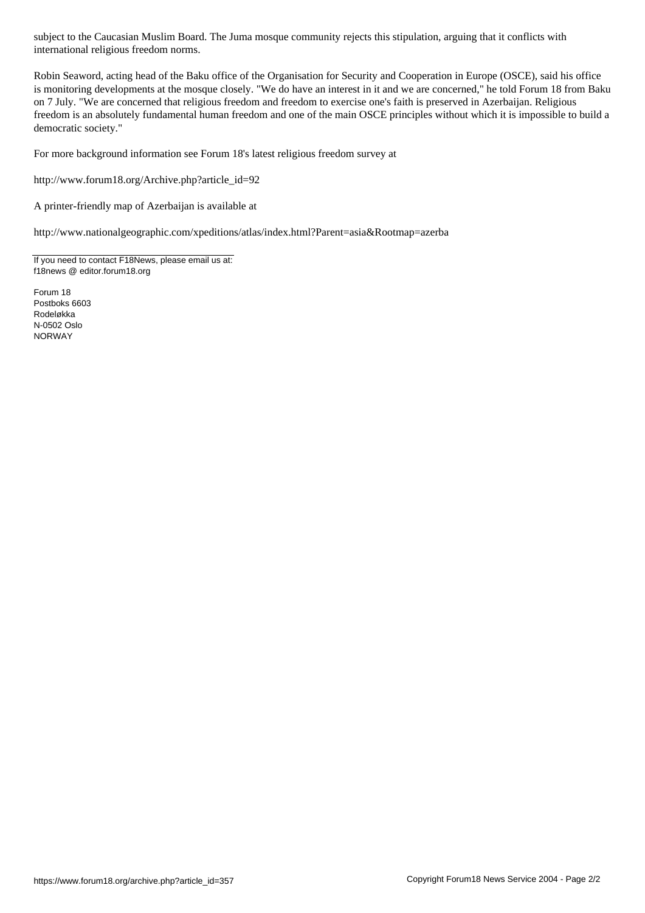subject to the Caucasian Muslim Board. The Juma mosque community rejects this stipulation, arguing that it conflicts with international religious freedom norms.

Robin Seaword, acting head of the Baku office of the Organisation for Security and Cooperation in Europe (OSCE), said his office is monitoring developments at the mosque closely. "We do have an interest in it and we are concerned," he told Forum 18 from Baku on 7 July. "We are concerned that religious freedom and freedom to exercise one's faith is preserved in Azerbaijan. Religious freedom is an absolutely fundamental human freedom and one of the main OSCE principles without which it is impossible to build a democratic society."

For more background information see Forum 18's latest religious freedom survey at

http://www.forum18.org/Archive.php?article_id=92

A printer-friendly map of Azerbaijan is available at

http://www.nationalgeographic.com/xpeditions/atlas/index.html?Parent=asia&Rootmap=azerba

---

If you need to contact F18News, please email us at:
f18news @ editor.forum18.org

Forum 18
Postboks 6603
Rodeløkka
N-0502 Oslo
NORWAY